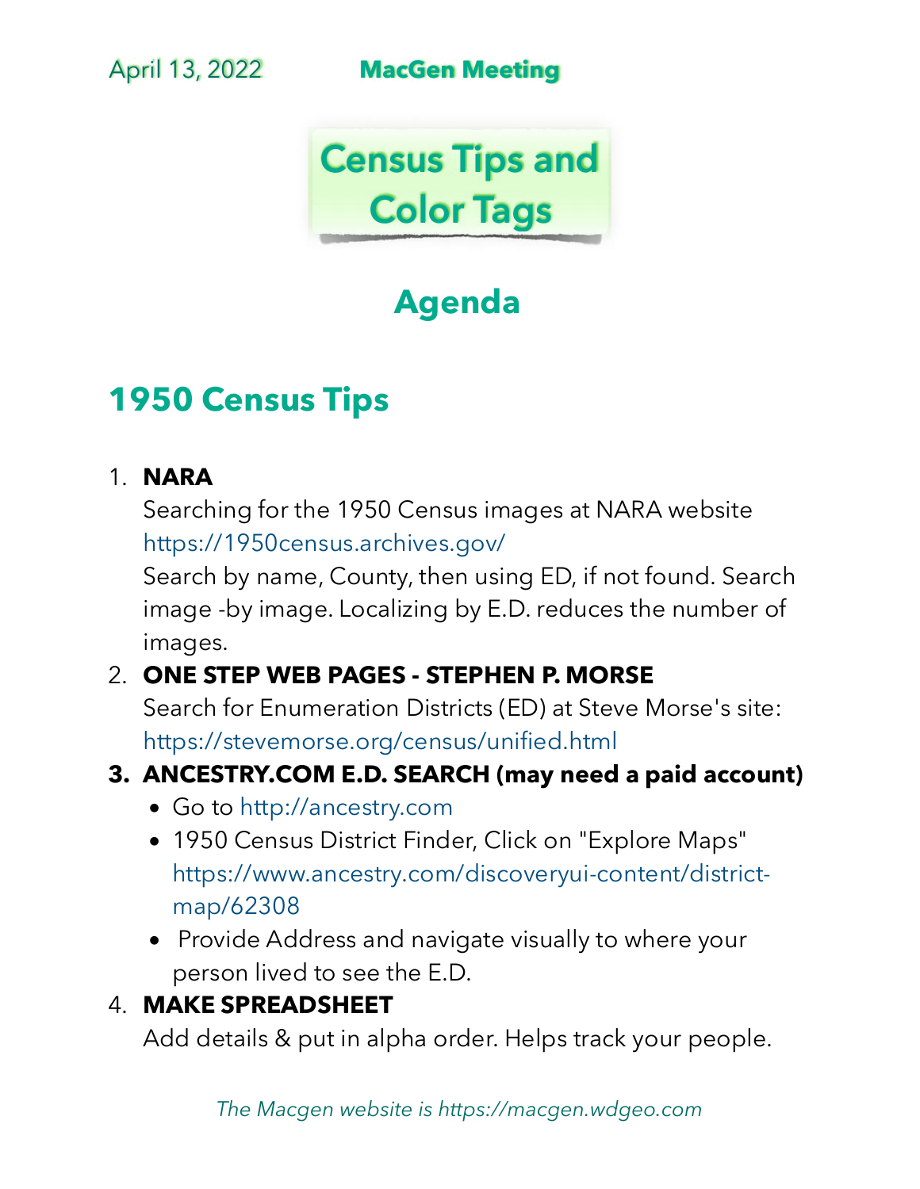April 13, 2022 **MacGen Meeting**

# Census Tips and Color Tags

## Agenda

## 1950 Census Tips

1. **NARA**
   Searching for the 1950 Census images at NARA website https://1950census.archives.gov/
   Search by name, County, then using ED, if not found. Search image -by image. Localizing by E.D. reduces the number of images.
2. **ONE STEP WEB PAGES - STEPHEN P. MORSE**
   Search for Enumeration Districts (ED) at Steve Morse's site: https://stevemorse.org/census/unified.html
3. **ANCESTRY.COM E.D. SEARCH (may need a paid account)**
   - Go to http://ancestry.com
   - 1950 Census District Finder, Click on "Explore Maps" https://www.ancestry.com/discoveryui-content/district-map/62308
   - Provide Address and navigate visually to where your person lived to see the E.D.
4. **MAKE SPREADSHEET**
   Add details & put in alpha order. Helps track your people.

*The Macgen website is https://macgen.wdgeo.com*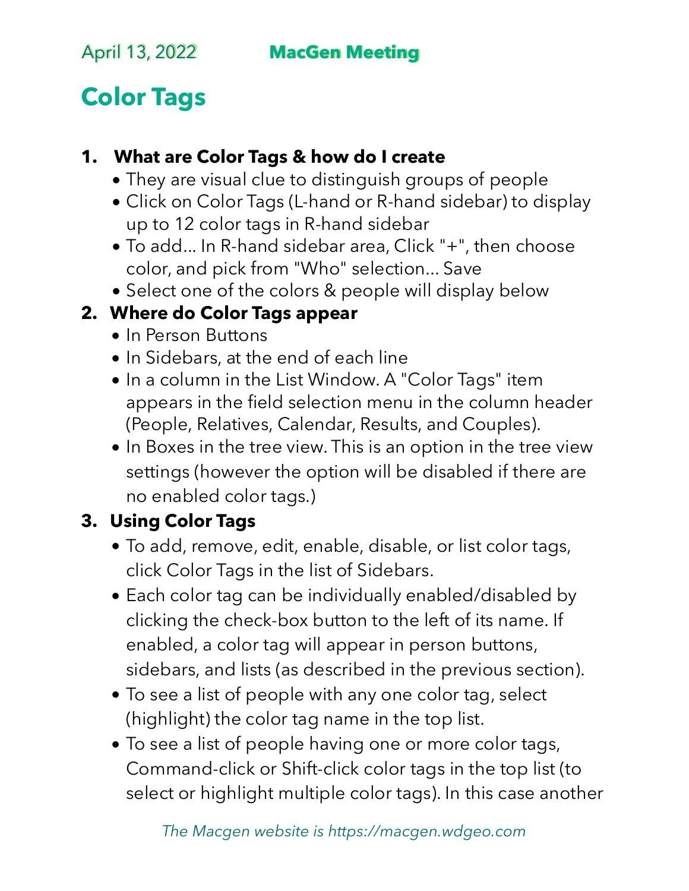April 13, 2022 **MacGen Meeting**

# Color Tags

1. **What are Color Tags & how do I create**
    - They are visual clue to distinguish groups of people
    - Click on Color Tags (L-hand or R-hand sidebar) to display up to 12 color tags in R-hand sidebar
    - To add... In R-hand sidebar area, Click "+", then choose color, and pick from "Who" selection... Save
    - Select one of the colors & people will display below
2. **Where do Color Tags appear**
    - In Person Buttons
    - In Sidebars, at the end of each line
    - In a column in the List Window. A "Color Tags" item appears in the field selection menu in the column header (People, Relatives, Calendar, Results, and Couples).
    - In Boxes in the tree view. This is an option in the tree view settings (however the option will be disabled if there are no enabled color tags.)
3. **Using Color Tags**
    - To add, remove, edit, enable, disable, or list color tags, click Color Tags in the list of Sidebars.
    - Each color tag can be individually enabled/disabled by clicking the check-box button to the left of its name. If enabled, a color tag will appear in person buttons, sidebars, and lists (as described in the previous section).
    - To see a list of people with any one color tag, select (highlight) the color tag name in the top list.
    - To see a list of people having one or more color tags, Command-click or Shift-click color tags in the top list (to select or highlight multiple color tags). In this case another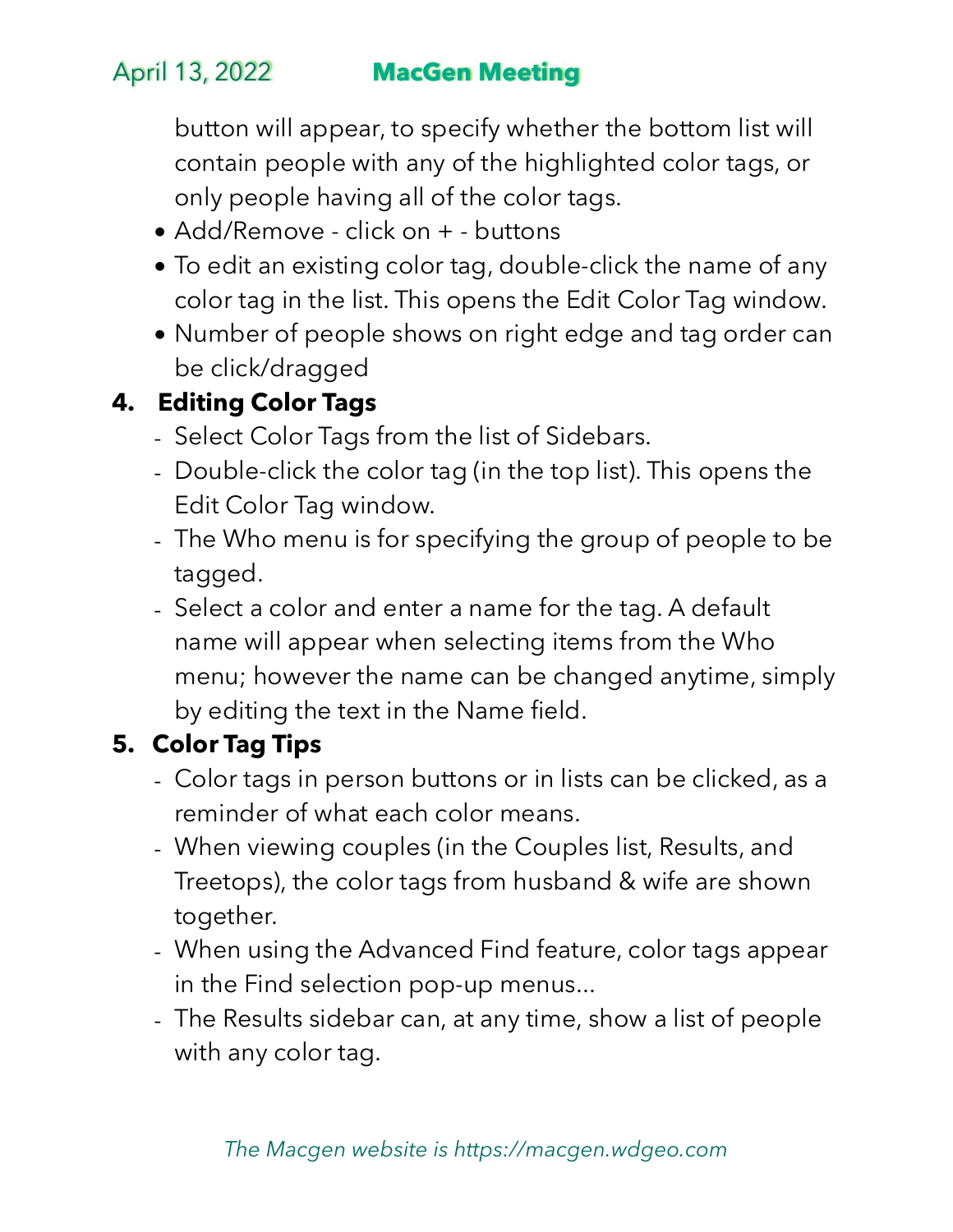button will appear, to specify whether the bottom list will contain people with any of the highlighted color tags, or only people having all of the color tags.
- Add/Remove - click on + - buttons
- To edit an existing color tag, double-click the name of any color tag in the list. This opens the Edit Color Tag window.
- Number of people shows on right edge and tag order can be click/dragged

**4. Editing Color Tags**

- Select Color Tags from the list of Sidebars.
- Double-click the color tag (in the top list). This opens the Edit Color Tag window.
- The Who menu is for specifying the group of people to be tagged.
- Select a color and enter a name for the tag. A default name will appear when selecting items from the Who menu; however the name can be changed anytime, simply by editing the text in the Name field.

**5. Color Tag Tips**

- Color tags in person buttons or in lists can be clicked, as a reminder of what each color means.
- When viewing couples (in the Couples list, Results, and Treetops), the color tags from husband & wife are shown together.
- When using the Advanced Find feature, color tags appear in the Find selection pop-up menus...
- The Results sidebar can, at any time, show a list of people with any color tag.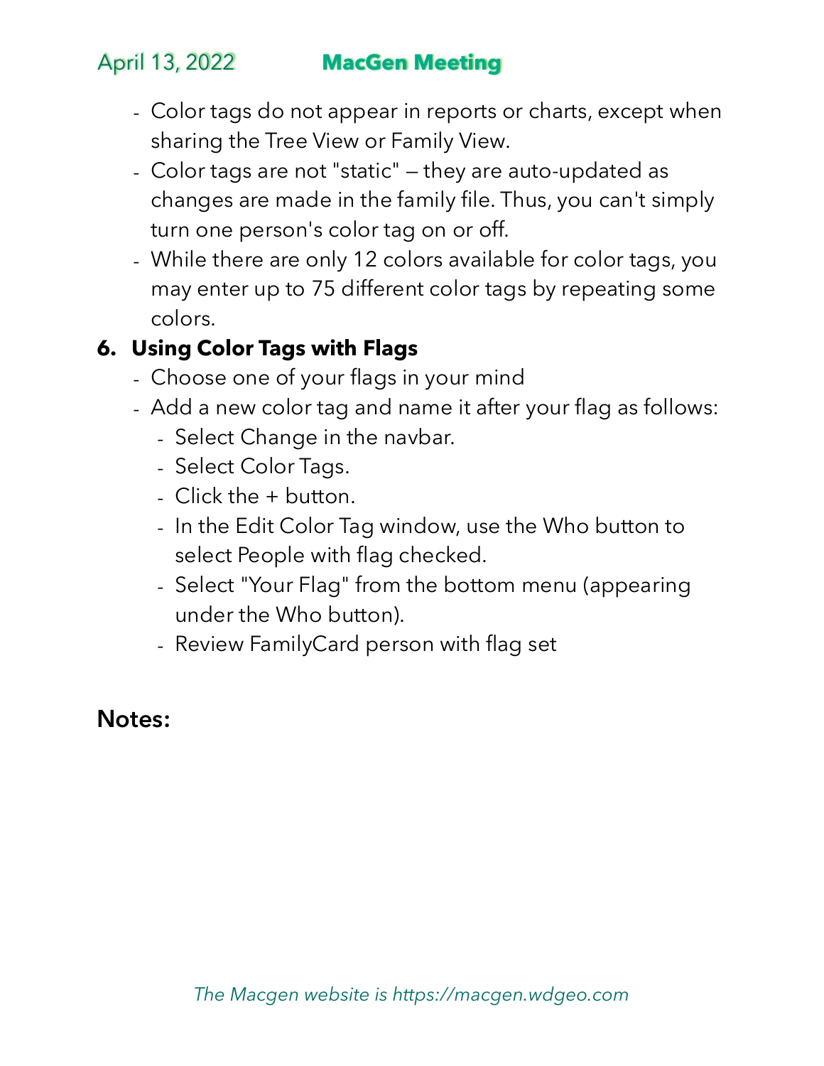- Color tags do not appear in reports or charts, except when sharing the Tree View or Family View.
- Color tags are not "static" — they are auto-updated as changes are made in the family file. Thus, you can't simply turn one person's color tag on or off.
- While there are only 12 colors available for color tags, you may enter up to 75 different color tags by repeating some colors.

6. **Using Color Tags with Flags**
   - Choose one of your flags in your mind
   - Add a new color tag and name it after your flag as follows:
     - Select Change in the navbar.
     - Select Color Tags.
     - Click the + button.
     - In the Edit Color Tag window, use the Who button to select People with flag checked.
     - Select "Your Flag" from the bottom menu (appearing under the Who button).
     - Review FamilyCard person with flag set

**Notes:**

*The Macgen website is https://macgen.wdgeo.com*